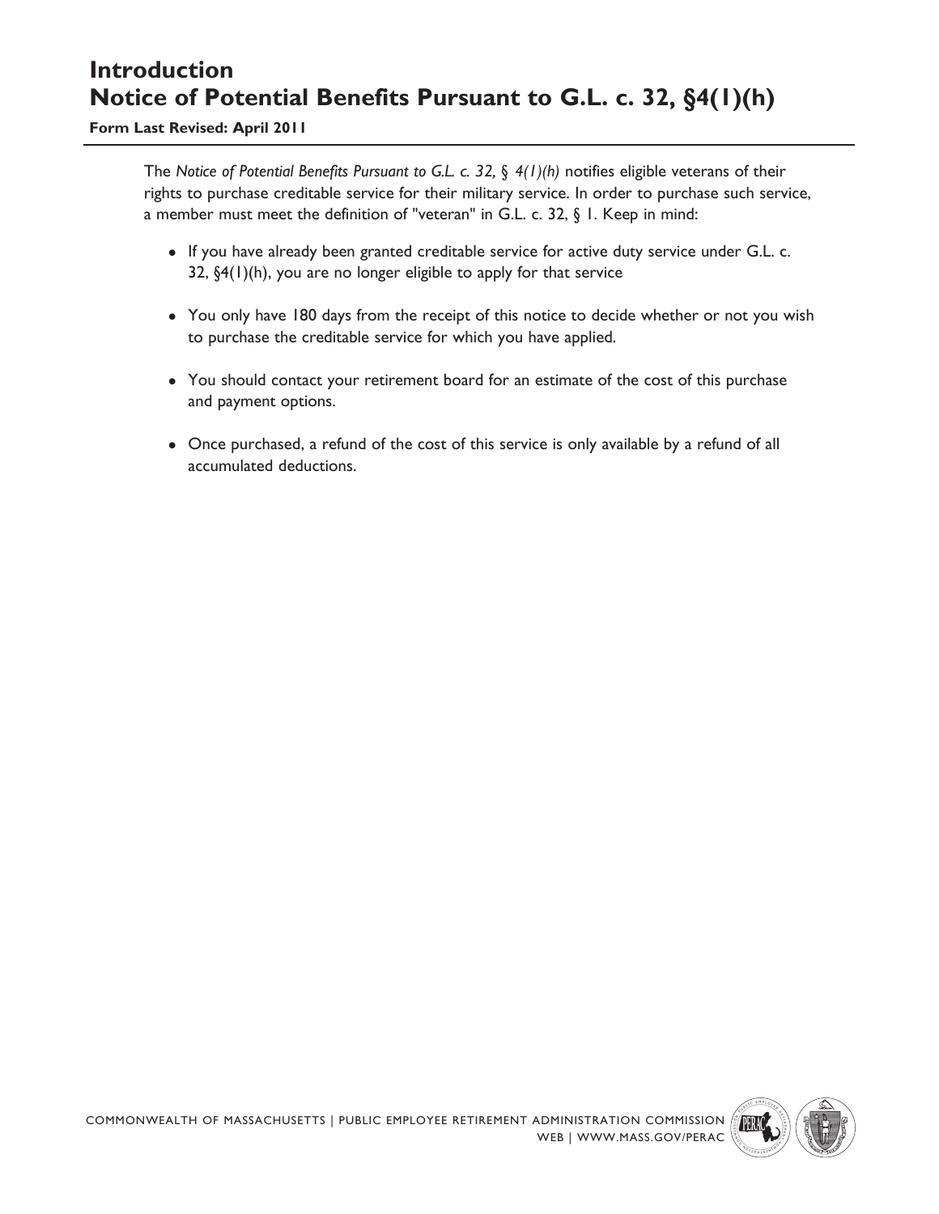# Introduction
# Notice of Potential Benefits Pursuant to G.L. c. 32, §4(1)(h)

**Form Last Revised: April 2011**

The *Notice of Potential Benefits Pursuant to G.L. c. 32, § 4(1)(h)* notifies eligible veterans of their rights to purchase creditable service for their military service. In order to purchase such service, a member must meet the definition of "veteran" in G.L. c. 32, § 1. Keep in mind:

- If you have already been granted creditable service for active duty service under G.L. c. 32, §4(1)(h), you are no longer eligible to apply for that service
- You only have 180 days from the receipt of this notice to decide whether or not you wish to purchase the creditable service for which you have applied.
- You should contact your retirement board for an estimate of the cost of this purchase and payment options.
- Once purchased, a refund of the cost of this service is only available by a refund of all accumulated deductions.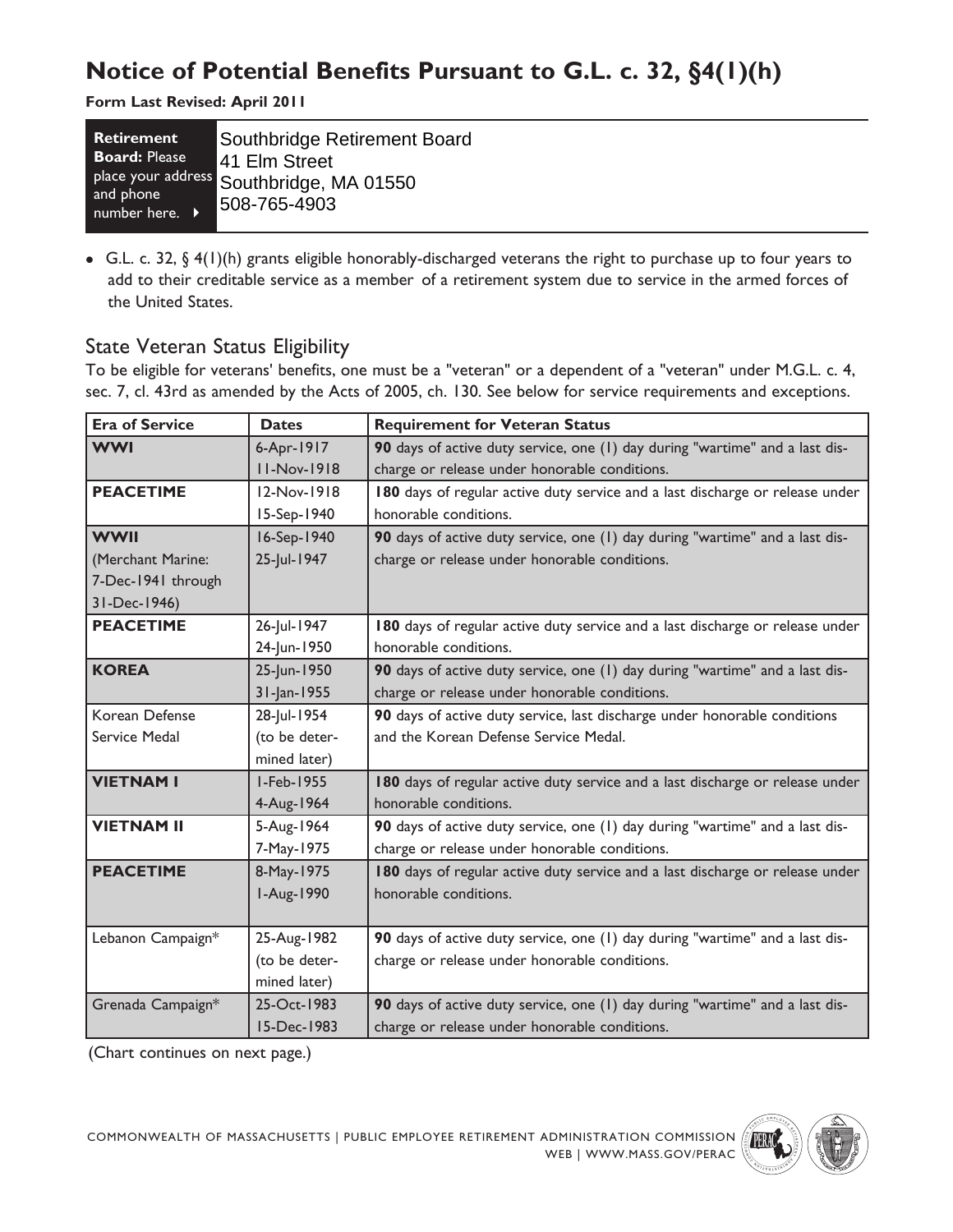# Notice of Potential Benefits Pursuant to G.L. c. 32, §4(1)(h)

**Form Last Revised: April 2011**

| **Retirement Board:** Please place your address and phone number here. | Southbridge Retirement Board<br>41 Elm Street<br>Southbridge, MA 01550<br>508-765-4903 |
|---|---|

- G.L. c. 32, § 4(1)(h) grants eligible honorably-discharged veterans the right to purchase up to four years to add to their creditable service as a member of a retirement system due to service in the armed forces of the United States.

## State Veteran Status Eligibility

To be eligible for veterans' benefits, one must be a "veteran" or a dependent of a "veteran" under M.G.L. c. 4, sec. 7, cl. 43rd as amended by the Acts of 2005, ch. 130. See below for service requirements and exceptions.

| Era of Service | Dates | Requirement for Veteran Status |
|---|---|---|
| **WWI** | 6-Apr-1917<br>11-Nov-1918 | **90** days of active duty service, one (1) day during "wartime" and a last discharge or release under honorable conditions. |
| **PEACETIME** | 12-Nov-1918<br>15-Sep-1940 | **180** days of regular active duty service and a last discharge or release under honorable conditions. |
| **WWII**<br>(Merchant Marine: 7-Dec-1941 through 31-Dec-1946) | 16-Sep-1940<br>25-Jul-1947 | **90** days of active duty service, one (1) day during "wartime" and a last discharge or release under honorable conditions. |
| **PEACETIME** | 26-Jul-1947<br>24-Jun-1950 | **180** days of regular active duty service and a last discharge or release under honorable conditions. |
| **KOREA** | 25-Jun-1950<br>31-Jan-1955 | **90** days of active duty service, one (1) day during "wartime" and a last discharge or release under honorable conditions. |
| Korean Defense Service Medal | 28-Jul-1954<br>(to be determined later) | **90** days of active duty service, last discharge under honorable conditions and the Korean Defense Service Medal. |
| **VIETNAM I** | 1-Feb-1955<br>4-Aug-1964 | **180** days of regular active duty service and a last discharge or release under honorable conditions. |
| **VIETNAM II** | 5-Aug-1964<br>7-May-1975 | **90** days of active duty service, one (1) day during "wartime" and a last discharge or release under honorable conditions. |
| **PEACETIME** | 8-May-1975<br>1-Aug-1990 | **180** days of regular active duty service and a last discharge or release under honorable conditions. |
| Lebanon Campaign* | 25-Aug-1982<br>(to be determined later) | **90** days of active duty service, one (1) day during "wartime" and a last discharge or release under honorable conditions. |
| Grenada Campaign* | 25-Oct-1983<br>15-Dec-1983 | **90** days of active duty service, one (1) day during "wartime" and a last discharge or release under honorable conditions. |

(Chart continues on next page.)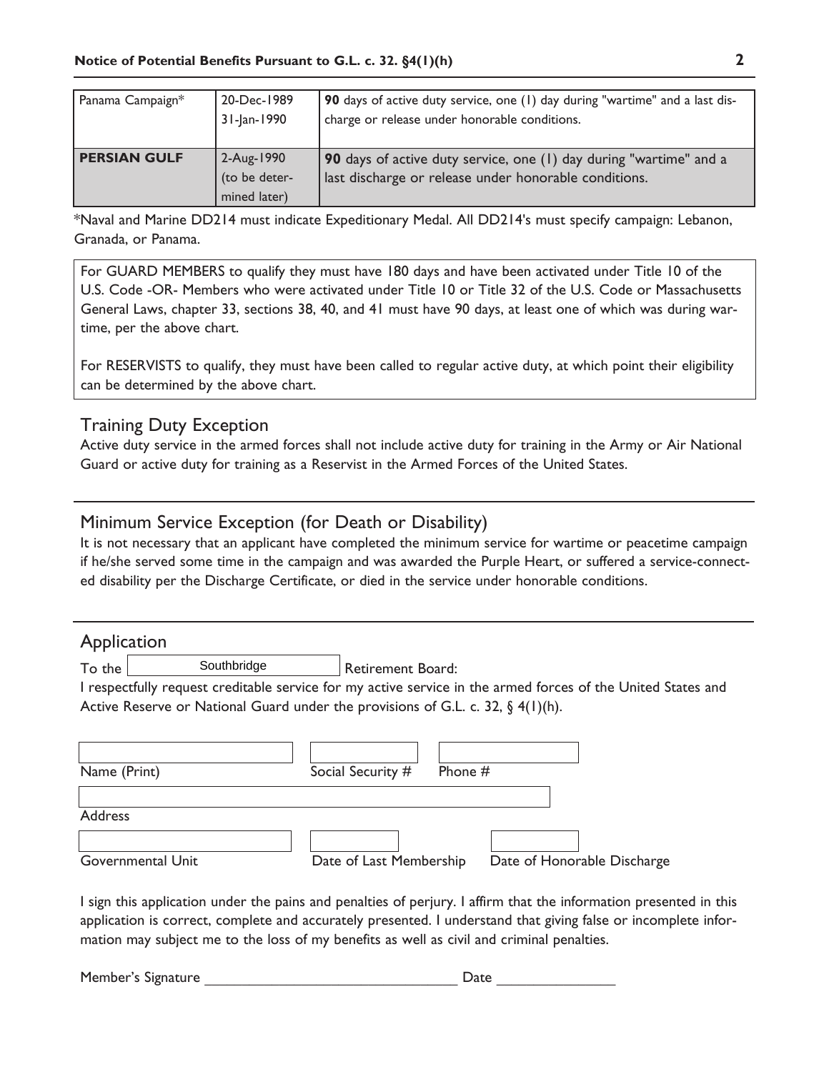| Panama Campaign* | 20-Dec-1989<br>31-Jan-1990 | **90** days of active duty service, one (1) day during "wartime" and a last discharge or release under honorable conditions. |
|---|---|---|
| **PERSIAN GULF** | 2-Aug-1990<br>(to be determined later) | **90** days of active duty service, one (1) day during "wartime" and a last discharge or release under honorable conditions. |

*Naval and Marine DD214 must indicate Expeditionary Medal. All DD214's must specify campaign: Lebanon, Granada, or Panama.

For GUARD MEMBERS to qualify they must have 180 days and have been activated under Title 10 of the U.S. Code -OR- Members who were activated under Title 10 or Title 32 of the U.S. Code or Massachusetts General Laws, chapter 33, sections 38, 40, and 41 must have 90 days, at least one of which was during wartime, per the above chart.

For RESERVISTS to qualify, they must have been called to regular active duty, at which point their eligibility can be determined by the above chart.

## Training Duty Exception

Active duty service in the armed forces shall not include active duty for training in the Army or Air National Guard or active duty for training as a Reservist in the Armed Forces of the United States.

## Minimum Service Exception (for Death or Disability)

It is not necessary that an applicant have completed the minimum service for wartime or peacetime campaign if he/she served some time in the campaign and was awarded the Purple Heart, or suffered a service-connected disability per the Discharge Certificate, or died in the service under honorable conditions.

## Application

To the Southbridge Retirement Board:

I respectfully request creditable service for my active service in the armed forces of the United States and Active Reserve or National Guard under the provisions of G.L. c. 32, § 4(1)(h).

Name (Print) ____________ Social Security # ____________ Phone # ____________

Address ____________

Governmental Unit ____________ Date of Last Membership ____________ Date of Honorable Discharge ____________

I sign this application under the pains and penalties of perjury. I affirm that the information presented in this application is correct, complete and accurately presented. I understand that giving false or incomplete information may subject me to the loss of my benefits as well as civil and criminal penalties.

Member's Signature ________________________________ Date _______________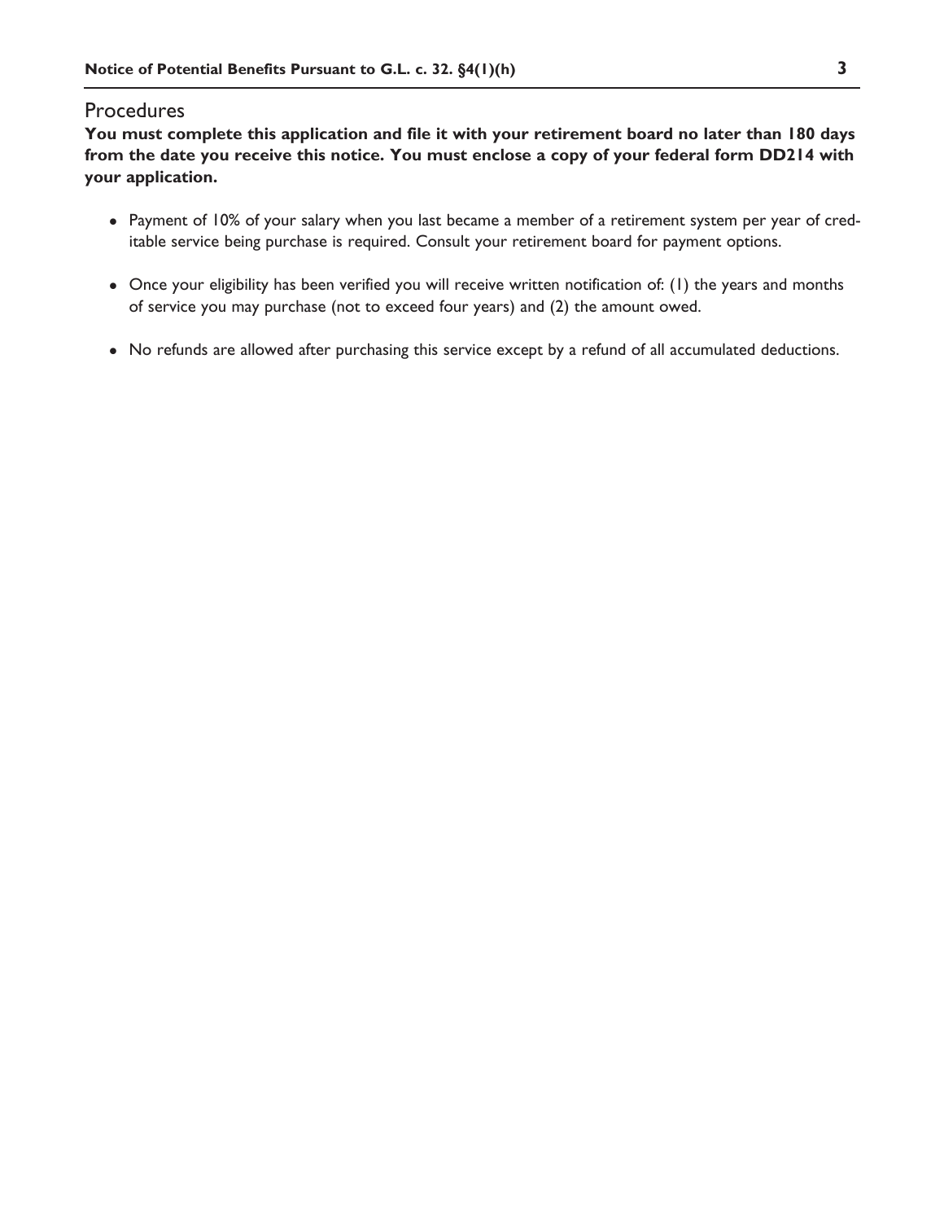## Procedures

**You must complete this application and file it with your retirement board no later than 180 days from the date you receive this notice. You must enclose a copy of your federal form DD214 with your application.**

- Payment of 10% of your salary when you last became a member of a retirement system per year of creditable service being purchase is required. Consult your retirement board for payment options.
- Once your eligibility has been verified you will receive written notification of: (1) the years and months of service you may purchase (not to exceed four years) and (2) the amount owed.
- No refunds are allowed after purchasing this service except by a refund of all accumulated deductions.